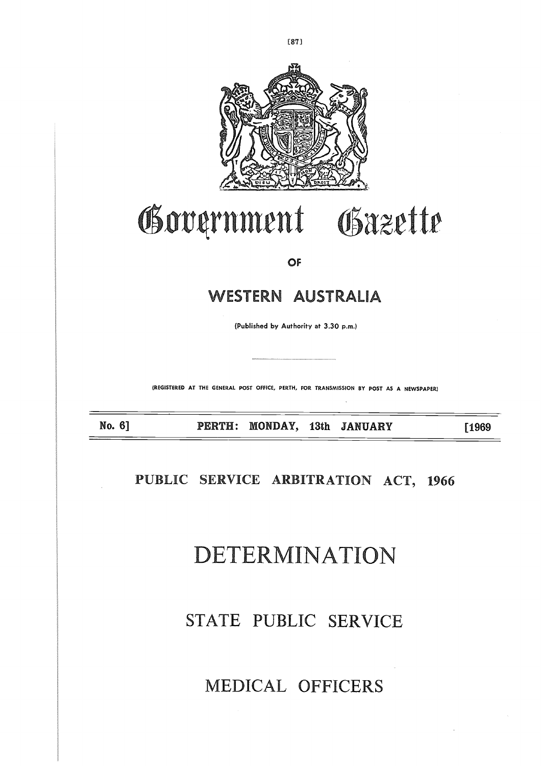# Government Gazette

OF

## WESTERN AUSTRALIA

(Published by Authority at 3.30 p.m.)

(REGISTERED AT THE GENERAL POST OFFICE, PERTH, FOR TRANSMISSION BY POST AS A NEWSPAPER)

**No. 6]   PERTH: MONDAY, 13th JANUARY   [1969**

## PUBLIC SERVICE ARBITRATION ACT, 1966

# DETERMINATION

## STATE PUBLIC SERVICE

## MEDICAL OFFICERS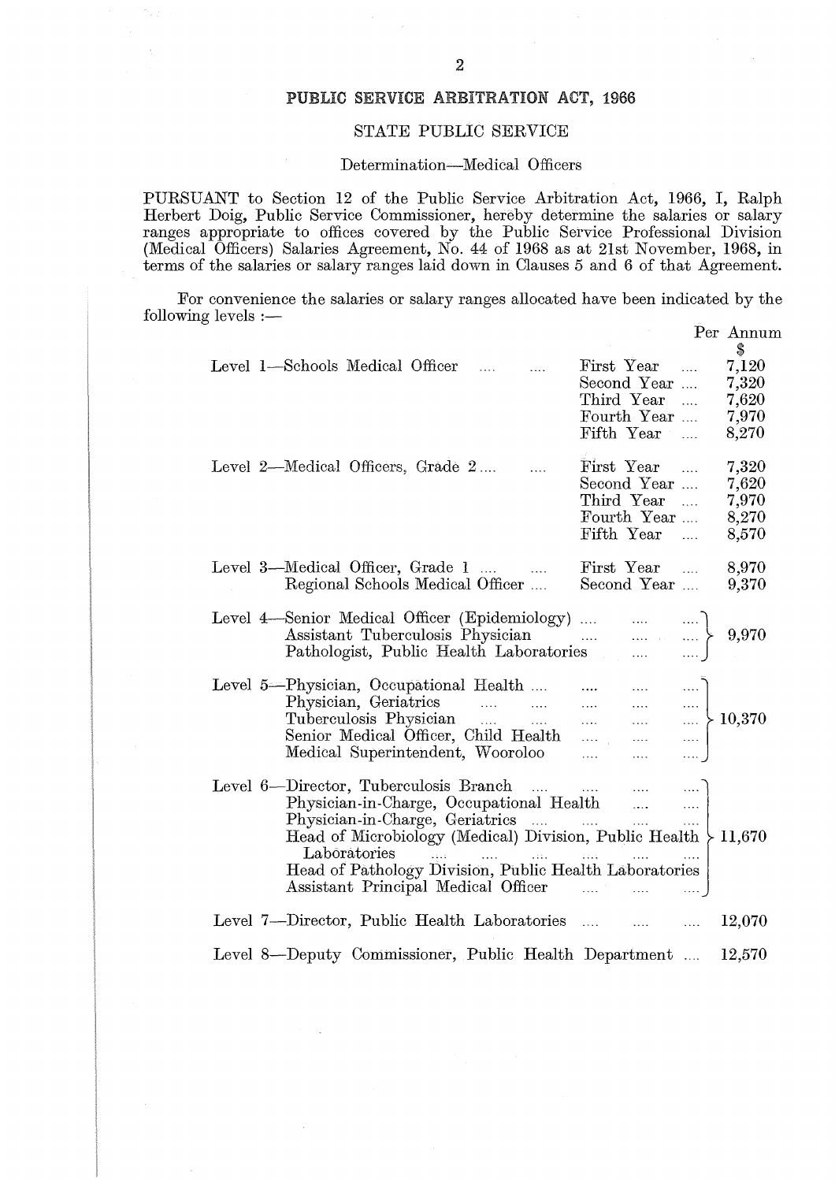## PUBLIC SERVICE ARBITRATION ACT, 1966

### STATE PUBLIC SERVICE

Determination—Medical Officers

PURSUANT to Section 12 of the Public Service Arbitration Act, 1966, I, Ralph Herbert Doig, Public Service Commissioner, hereby determine the salaries or salary ranges appropriate to offices covered by the Public Service Professional Division (Medical Officers) Salaries Agreement, No. 44 of 1968 as at 21st November, 1968, in terms of the salaries or salary ranges laid down in Clauses 5 and 6 of that Agreement.

For convenience the salaries or salary ranges allocated have been indicated by the following levels :—

| Level | Office | Year | Per Annum $ |
|---|---|---|---|
| Level 1 | Schools Medical Officer | First Year | 7,120 |
| | | Second Year | 7,320 |
| | | Third Year | 7,620 |
| | | Fourth Year | 7,970 |
| | | Fifth Year | 8,270 |
| Level 2 | Medical Officers, Grade 2 | First Year | 7,320 |
| | | Second Year | 7,620 |
| | | Third Year | 7,970 |
| | | Fourth Year | 8,270 |
| | | Fifth Year | 8,570 |
| Level 3 | Medical Officer, Grade 1 | First Year | 8,970 |
| | Regional Schools Medical Officer | Second Year | 9,370 |
| Level 4 | Senior Medical Officer (Epidemiology) | | 9,970 |
| | Assistant Tuberculosis Physician | | |
| | Pathologist, Public Health Laboratories | | |
| Level 5 | Physician, Occupational Health | | 10,370 |
| | Physician, Geriatrics | | |
| | Tuberculosis Physician | | |
| | Senior Medical Officer, Child Health | | |
| | Medical Superintendent, Wooroloo | | |
| Level 6 | Director, Tuberculosis Branch | | 11,670 |
| | Physician-in-Charge, Occupational Health | | |
| | Physician-in-Charge, Geriatrics | | |
| | Head of Microbiology (Medical) Division, Public Health Laboratories | | |
| | Head of Pathology Division, Public Health Laboratories | | |
| | Assistant Principal Medical Officer | | |
| Level 7 | Director, Public Health Laboratories | | 12,070 |
| Level 8 | Deputy Commissioner, Public Health Department | | 12,570 |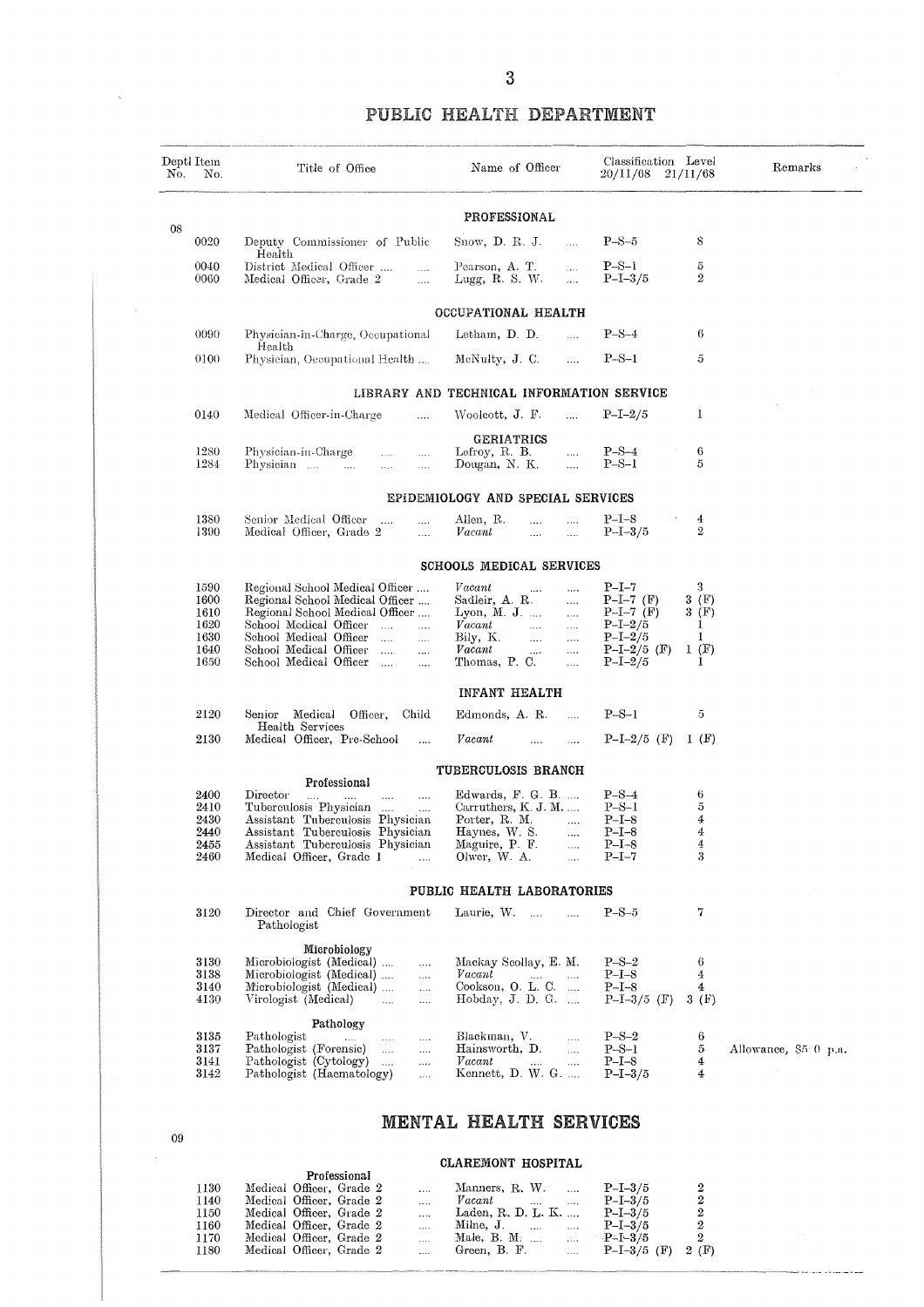# PUBLIC HEALTH DEPARTMENT

| Deptl No. | Item No. | Title of Office | Name of Officer | Classification 20/11/68 | Level 21/11/68 | Remarks |
|---|---|---|---|---|---|---|
| | | | **PROFESSIONAL** | | | |
| 08 | | | | | | |
| | 0020 | Deputy Commissioner of Public Health | Snow, D. R. J. | P–S–5 | 8 | |
| | 0040 | District Medical Officer | Pearson, A. T. | P–S–1 | 5 | |
| | 0060 | Medical Officer, Grade 2 | Lugg, R. S. W. | P–I–3/5 | 2 | |
| | | | **OCCUPATIONAL HEALTH** | | | |
| | 0090 | Physician-in-Charge, Occupational Health | Letham, D. D. | P–S–4 | 6 | |
| | 0100 | Physician, Occupational Health | McNulty, J. C. | P–S–1 | 5 | |
| | | | **LIBRARY AND TECHNICAL INFORMATION SERVICE** | | | |
| | 0140 | Medical Officer-in-Charge | Woolcott, J. F. | P–I–2/5 | 1 | |
| | | | **GERIATRICS** | | | |
| | 1280 | Physician-in-Charge | Lefroy, R. B. | P–S–4 | 6 | |
| | 1284 | Physician | Dougan, N. K. | P–S–1 | 5 | |
| | | | **EPIDEMIOLOGY AND SPECIAL SERVICES** | | | |
| | 1380 | Senior Medical Officer | Allen, R. | P–I–8 | 4 | |
| | 1390 | Medical Officer, Grade 2 | *Vacant* | P–I–3/5 | 2 | |
| | | | **SCHOOLS MEDICAL SERVICES** | | | |
| | 1590 | Regional School Medical Officer | *Vacant* | P–I–7 | 3 | |
| | 1600 | Regional School Medical Officer | Sadleir, A. R. | P–I–7 (F) | 3 (F) | |
| | 1610 | Regional School Medical Officer | Lyon, M. J. | P–I–7 (F) | 3 (F) | |
| | 1620 | School Medical Officer | *Vacant* | P–I–2/5 | 1 | |
| | 1630 | School Medical Officer | Bily, K. | P–I–2/5 | 1 | |
| | 1640 | School Medical Officer | *Vacant* | P–I–2/5 (F) | 1 (F) | |
| | 1650 | School Medical Officer | Thomas, P. C. | P–I–2/5 | 1 | |
| | | | **INFANT HEALTH** | | | |
| | 2120 | Senior Medical Officer, Child Health Services | Edmonds, A. R. | P–S–1 | 5 | |
| | 2130 | Medical Officer, Pre-School | *Vacant* | P–I–2/5 (F) | 1 (F) | |
| | | | **TUBERCULOSIS BRANCH** | | | |
| | | **Professional** | | | | |
| | 2400 | Director | Edwards, F. G. B. | P–S–4 | 6 | |
| | 2410 | Tuberculosis Physician | Carruthers, K. J. M. | P–S–1 | 5 | |
| | 2430 | Assistant Tuberculosis Physician | Porter, R. M. | P–I–8 | 4 | |
| | 2440 | Assistant Tuberculosis Physician | Haynes, W. S. | P–I–8 | 4 | |
| | 2455 | Assistant Tuberculosis Physician | Maguire, P. F. | P–I–8 | 4 | |
| | 2460 | Medical Officer, Grade 1 | Olwer, W. A. | P–I–7 | 3 | |
| | | | **PUBLIC HEALTH LABORATORIES** | | | |
| | 3120 | Director and Chief Government Pathologist | Laurie, W. | P–S–5 | 7 | |
| | | **Microbiology** | | | | |
| | 3130 | Microbiologist (Medical) | Mackay Scollay, E. M. | P–S–2 | 6 | |
| | 3138 | Microbiologist (Medical) | *Vacant* | P–I–8 | 4 | |
| | 3140 | Microbiologist (Medical) | Cookson, O. L. C. | P–I–8 | 4 | |
| | 4130 | Virologist (Medical) | Hobday, J. D. G. | P–I–3/5 (F) | 3 (F) | |
| | | **Pathology** | | | | |
| | 3135 | Pathologist | Blackman, V. | P–S–2 | 6 | |
| | 3137 | Pathologist (Forensic) | Hainsworth, D. | P–S–1 | 5 | Allowance, $500 p.a. |
| | 3141 | Pathologist (Cytology) | *Vacant* | P–I–8 | 4 | |
| | 3142 | Pathologist (Haematology) | Kennett, D. W. G. | P–I–3/5 | 4 | |

# MENTAL HEALTH SERVICES

| Deptl No. | Item No. | Title of Office | Name of Officer | Classification 20/11/68 | Level 21/11/68 | Remarks |
|---|---|---|---|---|---|---|
| 09 | | | | | | |
| | | | **CLAREMONT HOSPITAL** | | | |
| | | **Professional** | | | | |
| | 1130 | Medical Officer, Grade 2 | Manners, R. W. | P–I–3/5 | 2 | |
| | 1140 | Medical Officer, Grade 2 | *Vacant* | P–I–3/5 | 2 | |
| | 1150 | Medical Officer, Grade 2 | Laden, R. D. L. K. | P–I–3/5 | 2 | |
| | 1160 | Medical Officer, Grade 2 | Milne, J. | P–I–3/5 | 2 | |
| | 1170 | Medical Officer, Grade 2 | Male, B. M. | P–I–3/5 | 2 | |
| | 1180 | Medical Officer, Grade 2 | Green, B. F. | P–I–3/5 (F) | 2 (F) | |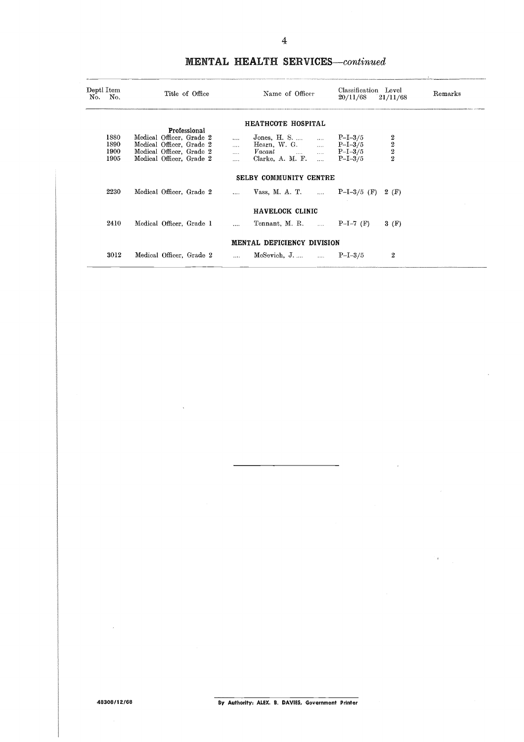## MENTAL HEALTH SERVICES—*continued*

| Deptl No. | Item No. | Title of Office | Name of Officer | Classification 20/11/68 | Level 21/11/68 | Remarks |
|---|---|---|---|---|---|---|
| | | | **HEATHCOTE HOSPITAL** | | | |
| | | **Professional** | | | | |
| | 1880 | Medical Officer, Grade 2 | Jones, H. S. | P–I–3/5 | 2 | |
| | 1890 | Medical Officer, Grade 2 | Hearn, W. G. | P–I–3/5 | 2 | |
| | 1900 | Medical Officer, Grade 2 | *Vacant* | P–I–3/5 | 2 | |
| | 1905 | Medical Officer, Grade 2 | Clarke, A. M. F. | P–I–3/5 | 2 | |
| | | | **SELBY COMMUNITY CENTRE** | | | |
| | 2230 | Medical Officer, Grade 2 | Vass, M. A. T. | P–I–3/5 (F) | 2 (F) | |
| | | | **HAVELOCK CLINIC** | | | |
| | 2410 | Medical Officer, Grade 1 | Tennant, M. R. | P–I–7 (F) | 3 (F) | |
| | | | **MENTAL DEFICIENCY DIVISION** | | | |
| | 3012 | Medical Officer, Grade 2 | McSevich, J. | P–I–3/5 | 2 | |

48308/12/68

By Authority: ALEX. B. DAVIES, Government Printer